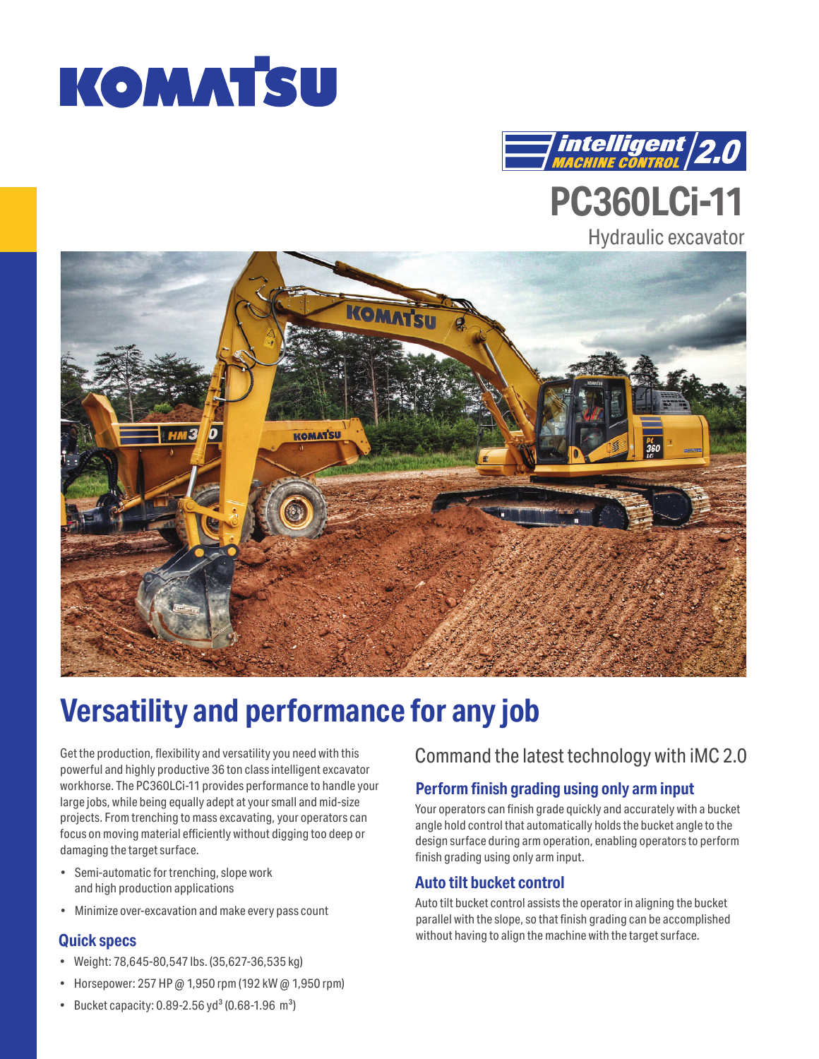# KOMATSU

intelligent MACHINE CONTROL 2.0

# PC360LCi-11

Hydraulic excavator

## Versatility and performance for any job

Get the production, flexibility and versatility you need with this powerful and highly productive 36 ton class intelligent excavator workhorse. The PC360LCi-11 provides performance to handle your large jobs, while being equally adept at your small and mid-size projects. From trenching to mass excavating, your operators can focus on moving material efficiently without digging too deep or damaging the target surface.

- Semi-automatic for trenching, slope work and high production applications
- Minimize over-excavation and make every pass count

### Quick specs

- Weight: 78,645-80,547 lbs. (35,627-36,535 kg)
- Horsepower: 257 HP @ 1,950 rpm (192 kW @ 1,950 rpm)
- Bucket capacity: 0.89-2.56 yd³ (0.68-1.96 m³)

## Command the latest technology with iMC 2.0

### Perform finish grading using only arm input

Your operators can finish grade quickly and accurately with a bucket angle hold control that automatically holds the bucket angle to the design surface during arm operation, enabling operators to perform finish grading using only arm input.

### Auto tilt bucket control

Auto tilt bucket control assists the operator in aligning the bucket parallel with the slope, so that finish grading can be accomplished without having to align the machine with the target surface.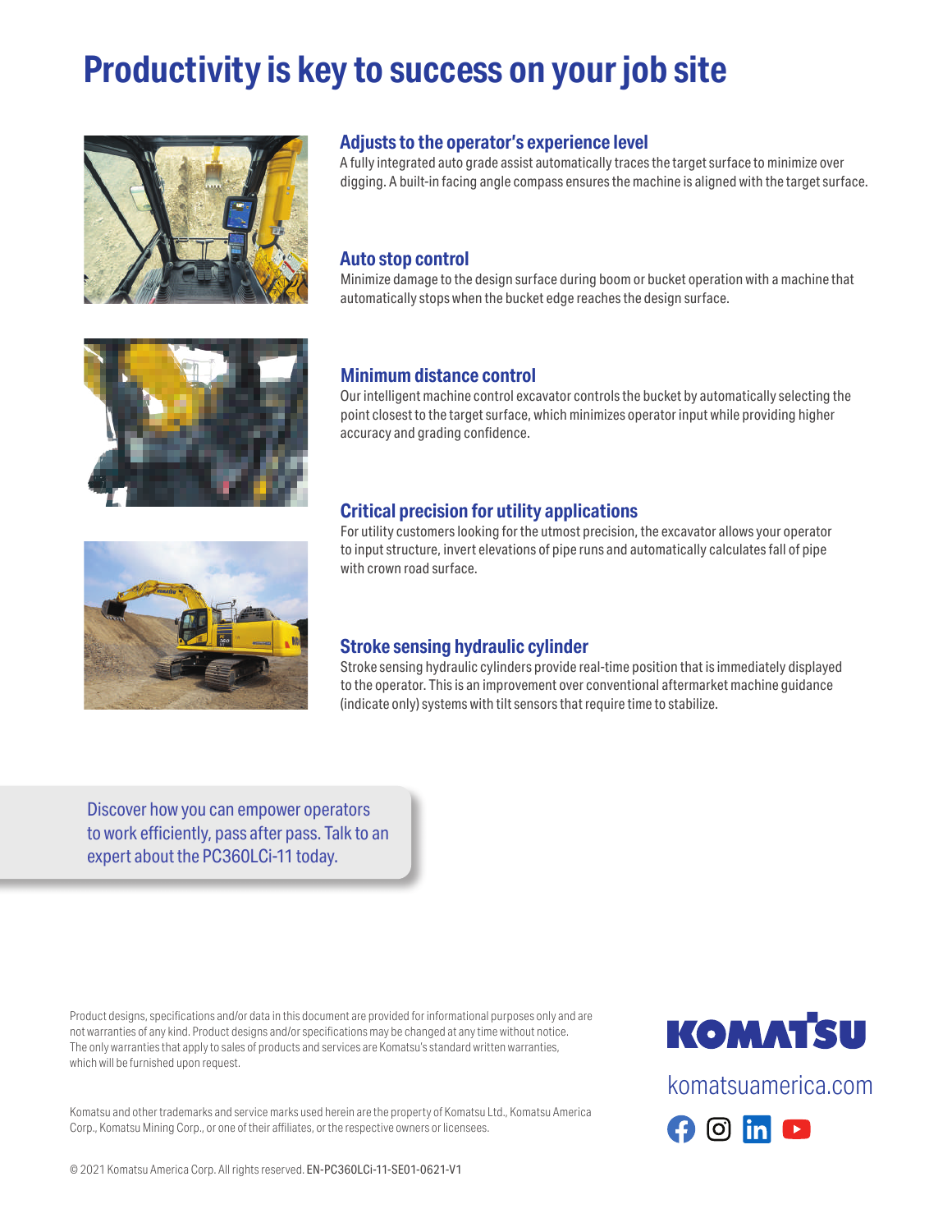# Productivity is key to success on your job site

### Adjusts to the operator's experience level

A fully integrated auto grade assist automatically traces the target surface to minimize over digging. A built-in facing angle compass ensures the machine is aligned with the target surface.

### Auto stop control

Minimize damage to the design surface during boom or bucket operation with a machine that automatically stops when the bucket edge reaches the design surface.

### Minimum distance control

Our intelligent machine control excavator controls the bucket by automatically selecting the point closest to the target surface, which minimizes operator input while providing higher accuracy and grading confidence.

### Critical precision for utility applications

For utility customers looking for the utmost precision, the excavator allows your operator to input structure, invert elevations of pipe runs and automatically calculates fall of pipe with crown road surface.

### Stroke sensing hydraulic cylinder

Stroke sensing hydraulic cylinders provide real-time position that is immediately displayed to the operator. This is an improvement over conventional aftermarket machine guidance (indicate only) systems with tilt sensors that require time to stabilize.

Discover how you can empower operators to work efficiently, pass after pass. Talk to an expert about the PC360LCi-11 today.

Product designs, specifications and/or data in this document are provided for informational purposes only and are not warranties of any kind. Product designs and/or specifications may be changed at any time without notice. The only warranties that apply to sales of products and services are Komatsu's standard written warranties, which will be furnished upon request.

Komatsu and other trademarks and service marks used herein are the property of Komatsu Ltd., Komatsu America Corp., Komatsu Mining Corp., or one of their affiliates, or the respective owners or licensees.

KOMATSU

komatsuamerica.com

© 2021 Komatsu America Corp. All rights reserved. EN-PC360LCi-11-SE01-0621-V1